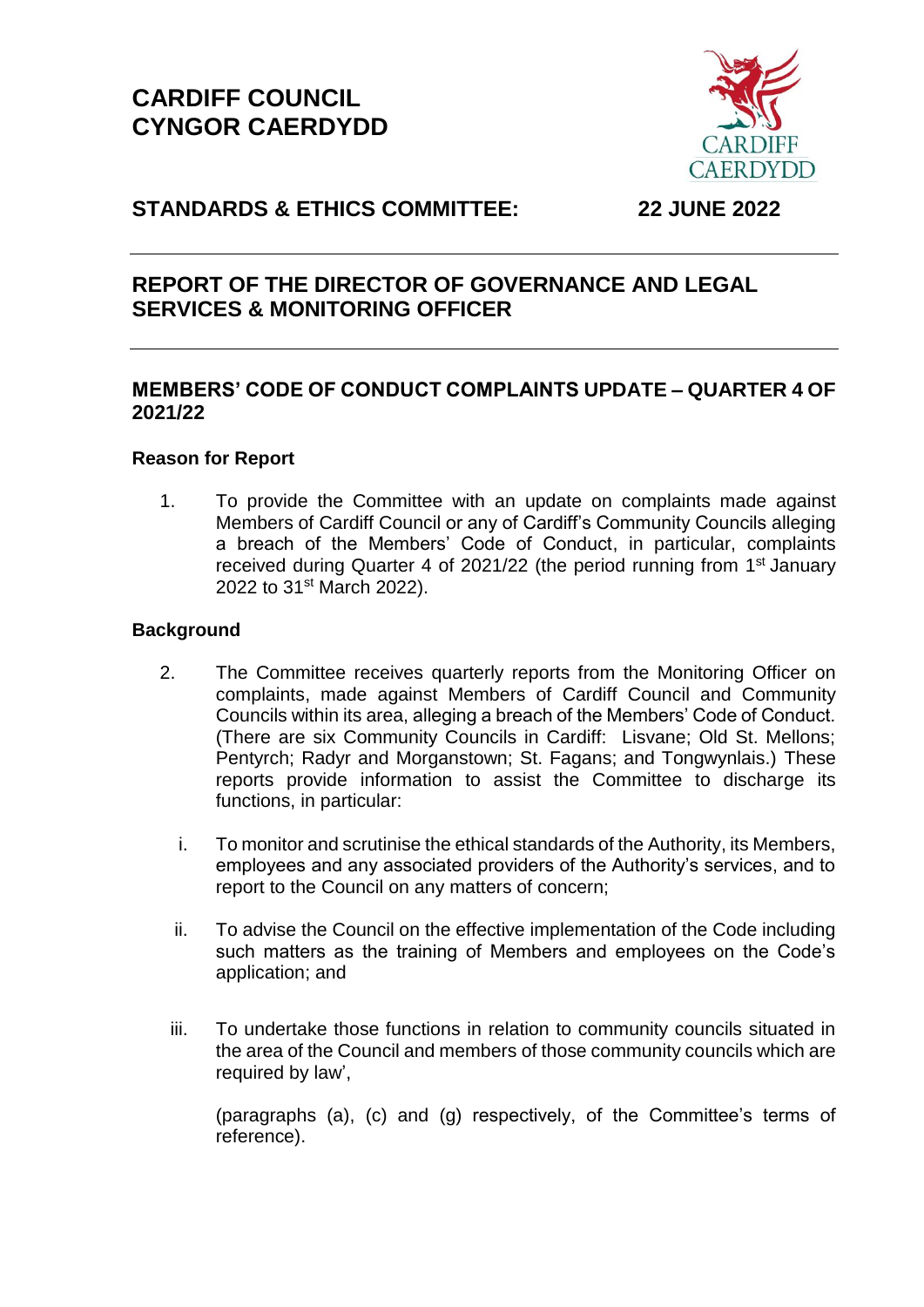# CARDIFF COUNCIL
# CYNGOR CAERDYDD

## STANDARDS & ETHICS COMMITTEE: 22 JUNE 2022

## REPORT OF THE DIRECTOR OF GOVERNANCE AND LEGAL SERVICES & MONITORING OFFICER

### MEMBERS' CODE OF CONDUCT COMPLAINTS UPDATE – QUARTER 4 OF 2021/22

**Reason for Report**

1. To provide the Committee with an update on complaints made against Members of Cardiff Council or any of Cardiff's Community Councils alleging a breach of the Members' Code of Conduct, in particular, complaints received during Quarter 4 of 2021/22 (the period running from 1st January 2022 to 31st March 2022).

**Background**

2. The Committee receives quarterly reports from the Monitoring Officer on complaints, made against Members of Cardiff Council and Community Councils within its area, alleging a breach of the Members' Code of Conduct. (There are six Community Councils in Cardiff: Lisvane; Old St. Mellons; Pentyrch; Radyr and Morganstown; St. Fagans; and Tongwynlais.) These reports provide information to assist the Committee to discharge its functions, in particular:

   i. To monitor and scrutinise the ethical standards of the Authority, its Members, employees and any associated providers of the Authority's services, and to report to the Council on any matters of concern;

   ii. To advise the Council on the effective implementation of the Code including such matters as the training of Members and employees on the Code's application; and

   iii. To undertake those functions in relation to community councils situated in the area of the Council and members of those community councils which are required by law',

   (paragraphs (a), (c) and (g) respectively, of the Committee's terms of reference).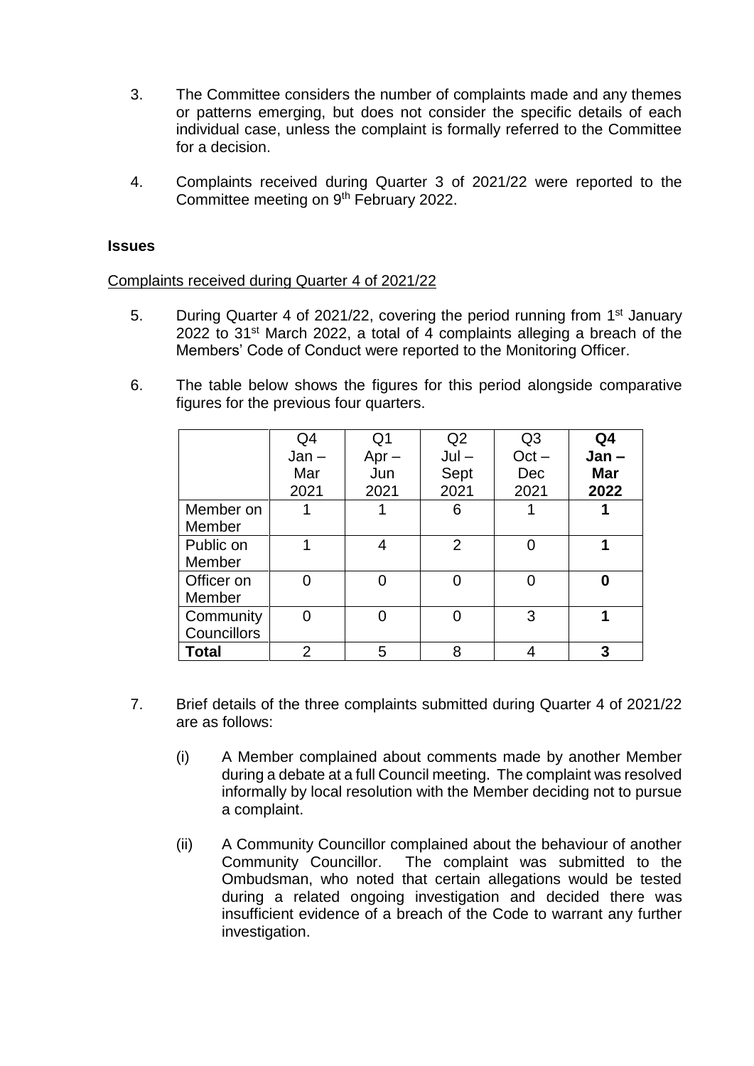3. The Committee considers the number of complaints made and any themes or patterns emerging, but does not consider the specific details of each individual case, unless the complaint is formally referred to the Committee for a decision.

4. Complaints received during Quarter 3 of 2021/22 were reported to the Committee meeting on 9th February 2022.

**Issues**

Complaints received during Quarter 4 of 2021/22

5. During Quarter 4 of 2021/22, covering the period running from 1st January 2022 to 31st March 2022, a total of 4 complaints alleging a breach of the Members' Code of Conduct were reported to the Monitoring Officer.

6. The table below shows the figures for this period alongside comparative figures for the previous four quarters.

| | Q4 Jan – Mar 2021 | Q1 Apr – Jun 2021 | Q2 Jul – Sept 2021 | Q3 Oct – Dec 2021 | **Q4 Jan – Mar 2022** |
|---|---|---|---|---|---|
| Member on Member | 1 | 1 | 6 | 1 | **1** |
| Public on Member | 1 | 4 | 2 | 0 | **1** |
| Officer on Member | 0 | 0 | 0 | 0 | **0** |
| Community Councillors | 0 | 0 | 0 | 3 | **1** |
| **Total** | 2 | 5 | 8 | 4 | **3** |

7. Brief details of the three complaints submitted during Quarter 4 of 2021/22 are as follows:

   (i) A Member complained about comments made by another Member during a debate at a full Council meeting. The complaint was resolved informally by local resolution with the Member deciding not to pursue a complaint.

   (ii) A Community Councillor complained about the behaviour of another Community Councillor. The complaint was submitted to the Ombudsman, who noted that certain allegations would be tested during a related ongoing investigation and decided there was insufficient evidence of a breach of the Code to warrant any further investigation.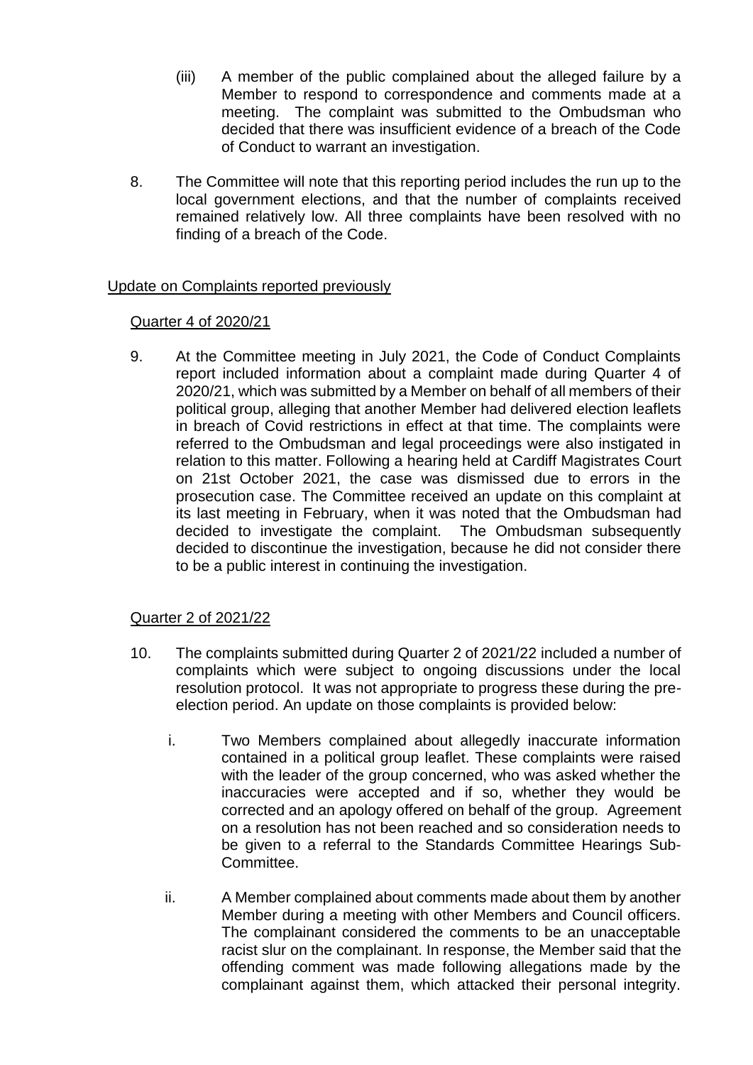(iii) A member of the public complained about the alleged failure by a Member to respond to correspondence and comments made at a meeting. The complaint was submitted to the Ombudsman who decided that there was insufficient evidence of a breach of the Code of Conduct to warrant an investigation.

8. The Committee will note that this reporting period includes the run up to the local government elections, and that the number of complaints received remained relatively low. All three complaints have been resolved with no finding of a breach of the Code.

<u>Update on Complaints reported previously</u>

<u>Quarter 4 of 2020/21</u>

9. At the Committee meeting in July 2021, the Code of Conduct Complaints report included information about a complaint made during Quarter 4 of 2020/21, which was submitted by a Member on behalf of all members of their political group, alleging that another Member had delivered election leaflets in breach of Covid restrictions in effect at that time. The complaints were referred to the Ombudsman and legal proceedings were also instigated in relation to this matter. Following a hearing held at Cardiff Magistrates Court on 21st October 2021, the case was dismissed due to errors in the prosecution case. The Committee received an update on this complaint at its last meeting in February, when it was noted that the Ombudsman had decided to investigate the complaint. The Ombudsman subsequently decided to discontinue the investigation, because he did not consider there to be a public interest in continuing the investigation.

<u>Quarter 2 of 2021/22</u>

10. The complaints submitted during Quarter 2 of 2021/22 included a number of complaints which were subject to ongoing discussions under the local resolution protocol. It was not appropriate to progress these during the pre-election period. An update on those complaints is provided below:

    i. Two Members complained about allegedly inaccurate information contained in a political group leaflet. These complaints were raised with the leader of the group concerned, who was asked whether the inaccuracies were accepted and if so, whether they would be corrected and an apology offered on behalf of the group. Agreement on a resolution has not been reached and so consideration needs to be given to a referral to the Standards Committee Hearings Sub-Committee.

    ii. A Member complained about comments made about them by another Member during a meeting with other Members and Council officers. The complainant considered the comments to be an unacceptable racist slur on the complainant. In response, the Member said that the offending comment was made following allegations made by the complainant against them, which attacked their personal integrity.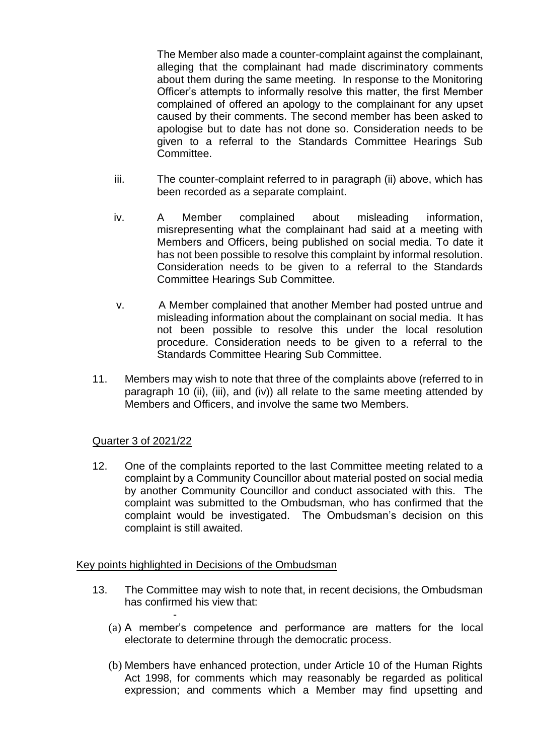The Member also made a counter-complaint against the complainant, alleging that the complainant had made discriminatory comments about them during the same meeting. In response to the Monitoring Officer's attempts to informally resolve this matter, the first Member complained of offered an apology to the complainant for any upset caused by their comments. The second member has been asked to apologise but to date has not done so. Consideration needs to be given to a referral to the Standards Committee Hearings Sub Committee.

iii. The counter-complaint referred to in paragraph (ii) above, which has been recorded as a separate complaint.

iv. A Member complained about misleading information, misrepresenting what the complainant had said at a meeting with Members and Officers, being published on social media. To date it has not been possible to resolve this complaint by informal resolution. Consideration needs to be given to a referral to the Standards Committee Hearings Sub Committee.

v. A Member complained that another Member had posted untrue and misleading information about the complainant on social media. It has not been possible to resolve this under the local resolution procedure. Consideration needs to be given to a referral to the Standards Committee Hearing Sub Committee.

11. Members may wish to note that three of the complaints above (referred to in paragraph 10 (ii), (iii), and (iv)) all relate to the same meeting attended by Members and Officers, and involve the same two Members.

## Quarter 3 of 2021/22

12. One of the complaints reported to the last Committee meeting related to a complaint by a Community Councillor about material posted on social media by another Community Councillor and conduct associated with this. The complaint was submitted to the Ombudsman, who has confirmed that the complaint would be investigated. The Ombudsman's decision on this complaint is still awaited.

## Key points highlighted in Decisions of the Ombudsman

13. The Committee may wish to note that, in recent decisions, the Ombudsman has confirmed his view that:

-

(a) A member's competence and performance are matters for the local electorate to determine through the democratic process.

(b) Members have enhanced protection, under Article 10 of the Human Rights Act 1998, for comments which may reasonably be regarded as political expression; and comments which a Member may find upsetting and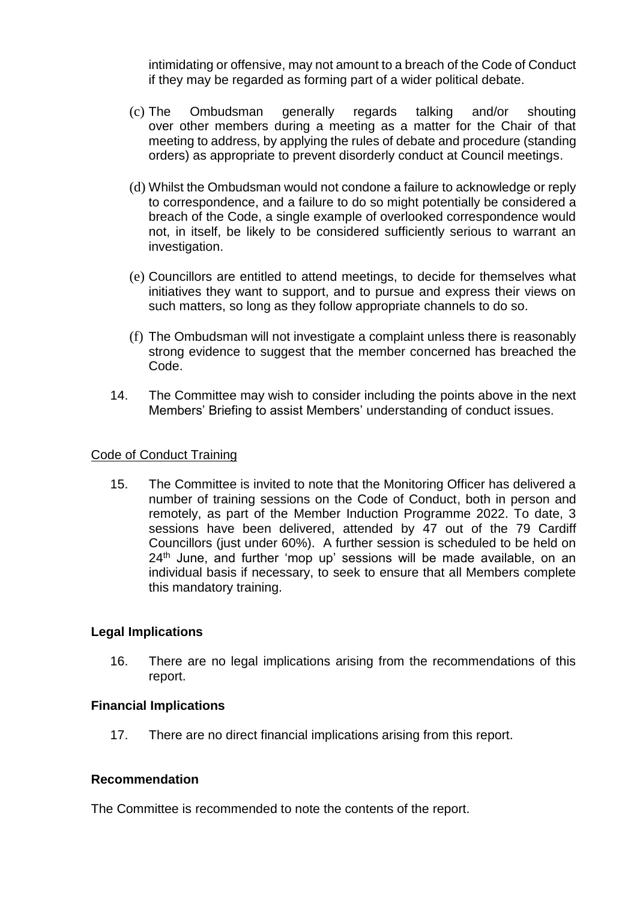intimidating or offensive, may not amount to a breach of the Code of Conduct if they may be regarded as forming part of a wider political debate.

(c) The Ombudsman generally regards talking and/or shouting over other members during a meeting as a matter for the Chair of that meeting to address, by applying the rules of debate and procedure (standing orders) as appropriate to prevent disorderly conduct at Council meetings.

(d) Whilst the Ombudsman would not condone a failure to acknowledge or reply to correspondence, and a failure to do so might potentially be considered a breach of the Code, a single example of overlooked correspondence would not, in itself, be likely to be considered sufficiently serious to warrant an investigation.

(e) Councillors are entitled to attend meetings, to decide for themselves what initiatives they want to support, and to pursue and express their views on such matters, so long as they follow appropriate channels to do so.

(f) The Ombudsman will not investigate a complaint unless there is reasonably strong evidence to suggest that the member concerned has breached the Code.

14. The Committee may wish to consider including the points above in the next Members' Briefing to assist Members' understanding of conduct issues.

Code of Conduct Training

15. The Committee is invited to note that the Monitoring Officer has delivered a number of training sessions on the Code of Conduct, both in person and remotely, as part of the Member Induction Programme 2022. To date, 3 sessions have been delivered, attended by 47 out of the 79 Cardiff Councillors (just under 60%). A further session is scheduled to be held on 24th June, and further 'mop up' sessions will be made available, on an individual basis if necessary, to seek to ensure that all Members complete this mandatory training.

**Legal Implications**

16. There are no legal implications arising from the recommendations of this report.

**Financial Implications**

17. There are no direct financial implications arising from this report.

**Recommendation**

The Committee is recommended to note the contents of the report.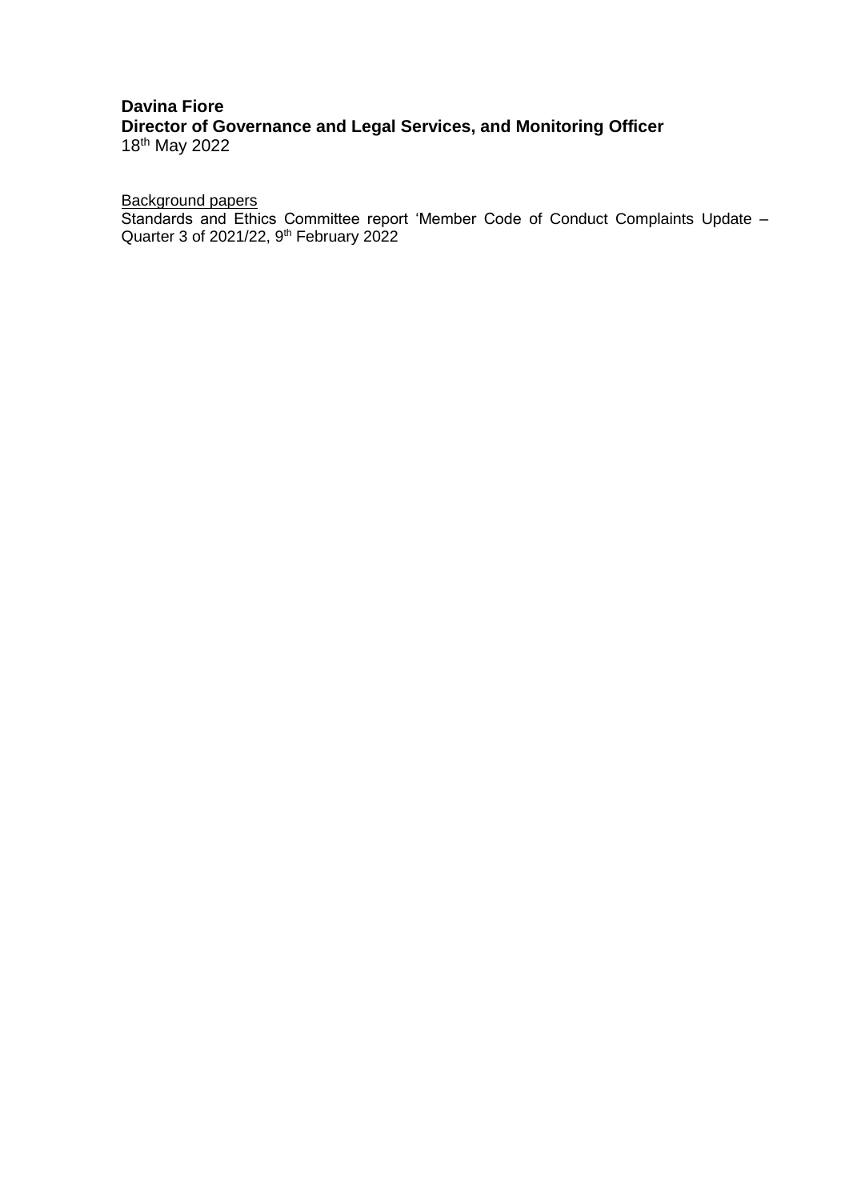**Davina Fiore**
**Director of Governance and Legal Services, and Monitoring Officer**
18th May 2022

Background papers
Standards and Ethics Committee report 'Member Code of Conduct Complaints Update – Quarter 3 of 2021/22, 9th February 2022